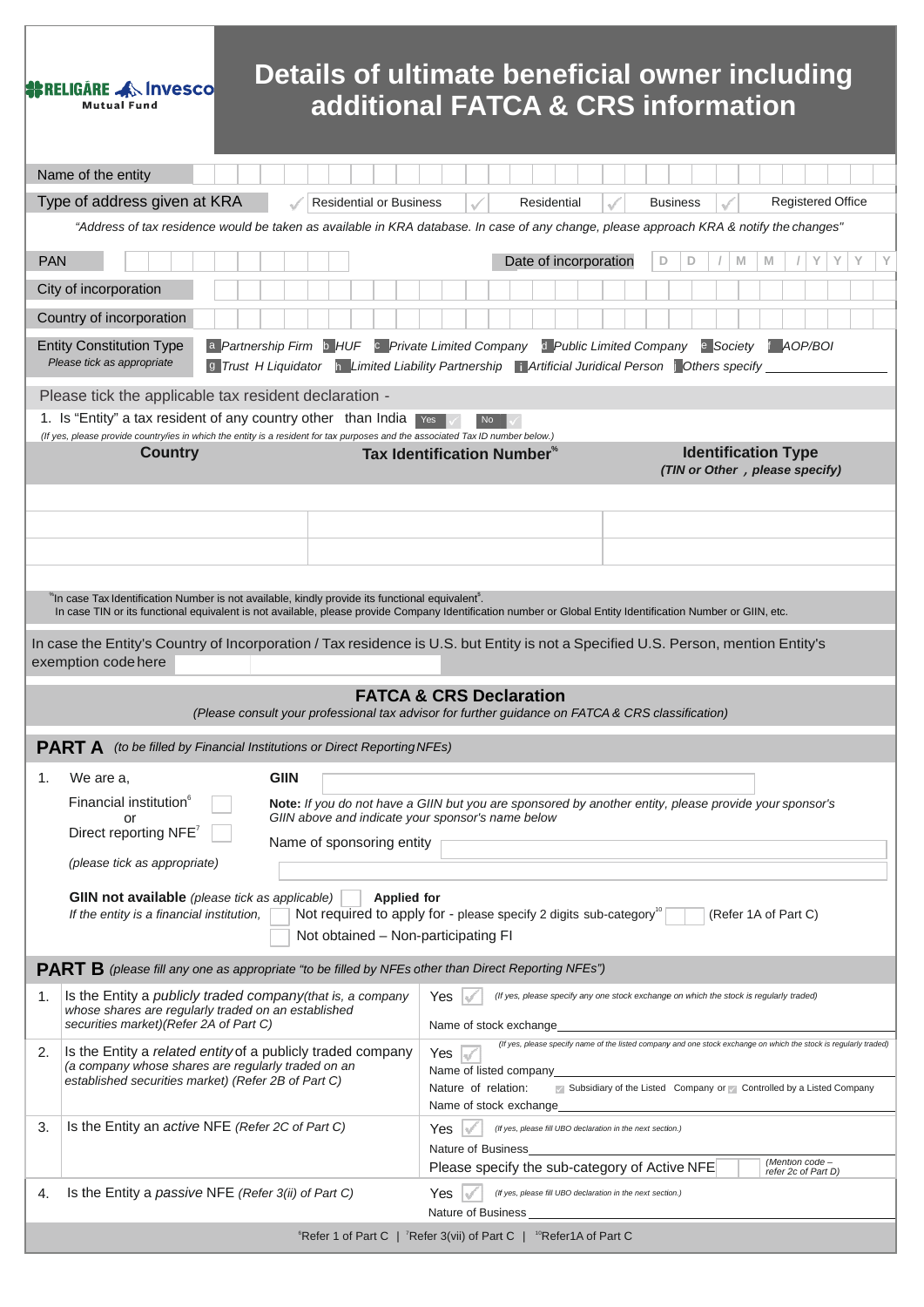RELIGARE Invesco Mutual Fund

# Details of ultimate beneficial owner including additional FATCA & CRS information

Name of the entity

Type of address given at KRA ☐ Residential or Business ☐ Residential ☐ Business ☐ Registered Office

*"Address of tax residence would be taken as available in KRA database. In case of any change, please approach KRA & notify the changes"*

PAN | Date of incorporation D D / M M / Y Y Y Y

City of incorporation

Country of incorporation

Entity Constitution Type
*Please tick as appropriate*

a *Partnership Firm* b *HUF* c *Private Limited Company* d *Public Limited Company* e *Society* f *AOP/BOI* g *Trust H Liquidator* h *Limited Liability Partnership* i *Artificial Juridical Person* j *Others specify* ______________

Please tick the applicable tax resident declaration -

1. Is "Entity" a tax resident of any country other than India Yes ☐ No ☐

*(If yes, please provide country/ies in which the entity is a resident for tax purposes and the associated Tax ID number below.)*

| Country | Tax Identification Number[%] | Identification Type *(TIN or Other, please specify)* |
|---|---|---|
| | | |
| | | |
| | | |

[%] In case Tax Identification Number is not available, kindly provide its functional equivalent[$].
In case TIN or its functional equivalent is not available, please provide Company Identification number or Global Entity Identification Number or GIIN, etc.

In case the Entity's Country of Incorporation / Tax residence is U.S. but Entity is not a Specified U.S. Person, mention Entity's exemption code here

## FATCA & CRS Declaration

*(Please consult your professional tax advisor for further guidance on FATCA & CRS classification)*

### PART A *(to be filled by Financial Institutions or Direct Reporting NFEs)*

1. We are a,
   Financial institution[6] ☐
   or
   Direct reporting NFE[7] ☐
   *(please tick as appropriate)*

   **GIIN**

   **Note:** *If you do not have a GIIN but you are sponsored by another entity, please provide your sponsor's GIIN above and indicate your sponsor's name below*

   Name of sponsoring entity

   **GIIN not available** *(please tick as applicable)* ☐ **Applied for**
   *If the entity is a financial institution,* ☐ Not required to apply for - please specify 2 digits sub-category[10] ☐ (Refer 1A of Part C)
   ☐ Not obtained – Non-participating FI

### PART B *(please fill any one as appropriate "to be filled by NFEs other than Direct Reporting NFEs")*

| | | |
|---|---|---|
| 1. | Is the Entity a *publicly traded company*(*that is, a company whose shares are regularly traded on an established securities market*)*(Refer 2A of Part C)* | Yes ☐ *(If yes, please specify any one stock exchange on which the stock is regularly traded)*<br>Name of stock exchange______________ |
| 2. | Is the Entity a *related entity* of a publicly traded company *(a company whose shares are regularly traded on an established securities market) (Refer 2B of Part C)* | Yes ☐ *(If yes, please specify name of the listed company and one stock exchange on which the stock is regularly traded)*<br>Name of listed company______________<br>Nature of relation: ☐ Subsidiary of the Listed Company or ☐ Controlled by a Listed Company<br>Name of stock exchange______________ |
| 3. | Is the Entity an *active* NFE *(Refer 2C of Part C)* | Yes ☐ *(If yes, please fill UBO declaration in the next section.)*<br>Nature of Business______________<br>Please specify the sub-category of Active NFE ☐ *(Mention code – refer 2c of Part D)* |
| 4. | Is the Entity a *passive* NFE *(Refer 3(ii) of Part C)* | Yes ☐ *(If yes, please fill UBO declaration in the next section.)*<br>Nature of Business______________ |

[6] Refer 1 of Part C | [7] Refer 3(vii) of Part C | [10] Refer1A of Part C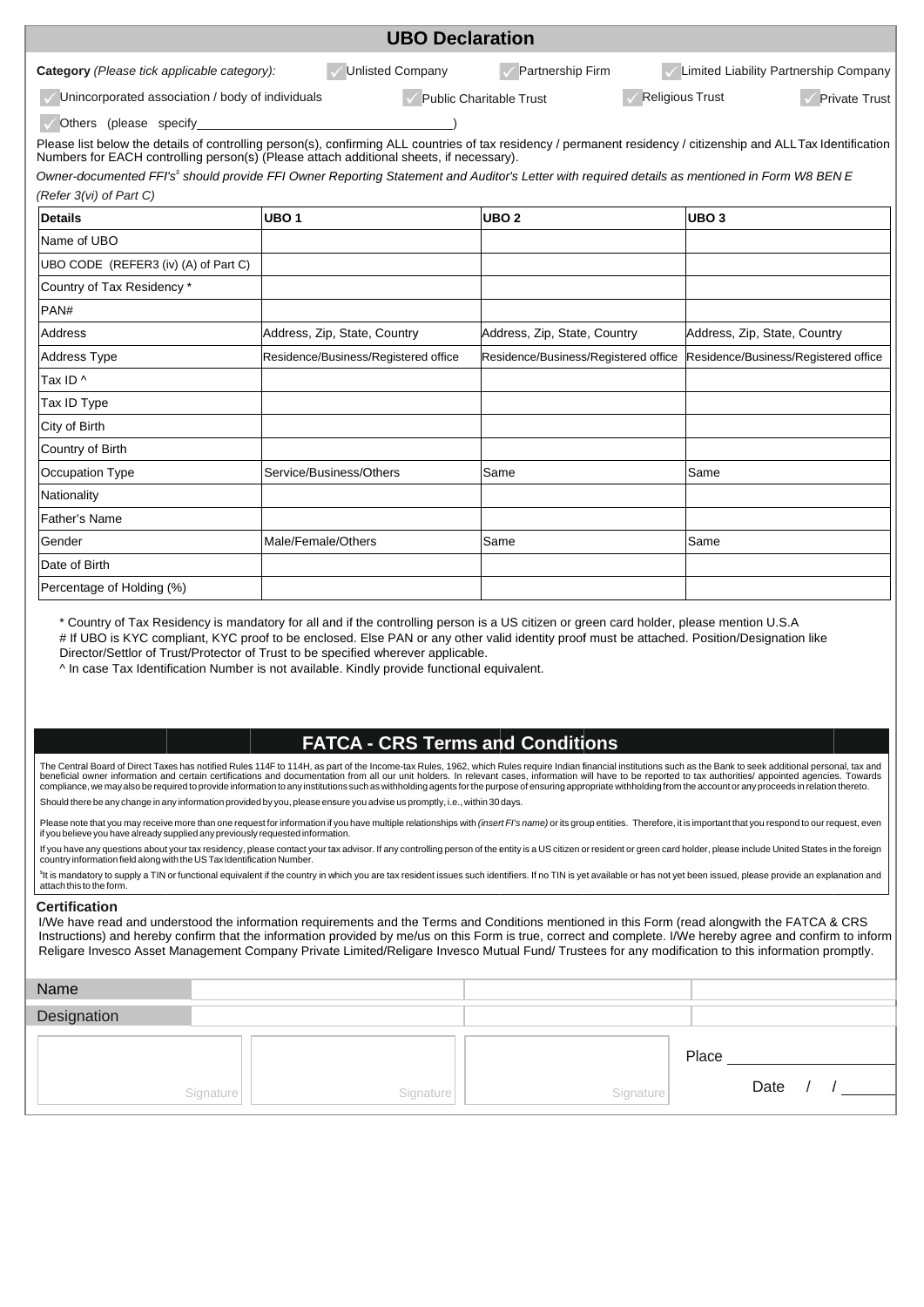## UBO Declaration

**Category** *(Please tick applicable category)*: ✓ Unlisted Company ✓ Partnership Firm ✓ Limited Liability Partnership Company

✓ Unincorporated association / body of individuals ✓ Public Charitable Trust ✓ Religious Trust ✓ Private Trust

✓ Others (please specify________________________________)

Please list below the details of controlling person(s), confirming ALL countries of tax residency / permanent residency / citizenship and ALL Tax Identification Numbers for EACH controlling person(s) (Please attach additional sheets, if necessary).

*Owner-documented FFI's[5] should provide FFI Owner Reporting Statement and Auditor's Letter with required details as mentioned in Form W8 BEN E (Refer 3(vi) of Part C)*

| **Details** | **UBO 1** | **UBO 2** | **UBO 3** |
|---|---|---|---|
| Name of UBO | | | |
| UBO CODE (REFER3 (iv) (A) of Part C) | | | |
| Country of Tax Residency * | | | |
| PAN# | | | |
| Address | Address, Zip, State, Country | Address, Zip, State, Country | Address, Zip, State, Country |
| Address Type | Residence/Business/Registered office | Residence/Business/Registered office | Residence/Business/Registered office |
| Tax ID ^ | | | |
| Tax ID Type | | | |
| City of Birth | | | |
| Country of Birth | | | |
| Occupation Type | Service/Business/Others | Same | Same |
| Nationality | | | |
| Father's Name | | | |
| Gender | Male/Female/Others | Same | Same |
| Date of Birth | | | |
| Percentage of Holding (%) | | | |

\* Country of Tax Residency is mandatory for all and if the controlling person is a US citizen or green card holder, please mention U.S.A

\# If UBO is KYC compliant, KYC proof to be enclosed. Else PAN or any other valid identity proof must be attached. Position/Designation like Director/Settlor of Trust/Protector of Trust to be specified wherever applicable.

^ In case Tax Identification Number is not available. Kindly provide functional equivalent.

## FATCA - CRS Terms and Conditions

The Central Board of Direct Taxes has notified Rules 114F to 114H, as part of the Income-tax Rules, 1962, which Rules require Indian financial institutions such as the Bank to seek additional personal, tax and beneficial owner information and certain certifications and documentation from all our unit holders. In relevant cases, information will have to be reported to tax authorities/ appointed agencies. Towards compliance, we may also be required to provide information to any institutions such as withholding agents for the purpose of ensuring appropriate withholding from the account or any proceeds in relation thereto.

Should there be any change in any information provided by you, please ensure you advise us promptly, i.e., within 30 days.

Please note that you may receive more than one request for information if you have multiple relationships with *(insert FI's name)* or its group entities. Therefore, it is important that you respond to our request, even if you believe you have already supplied any previously requested information.

If you have any questions about your tax residency, please contact your tax advisor. If any controlling person of the entity is a US citizen or resident or green card holder, please include United States in the foreign country information field along with the US Tax Identification Number.

[$]It is mandatory to supply a TIN or functional equivalent if the country in which you are tax resident issues such identifiers. If no TIN is yet available or has not yet been issued, please provide an explanation and attach this to the form.

### Certification

I/We have read and understood the information requirements and the Terms and Conditions mentioned in this Form (read alongwith the FATCA & CRS Instructions) and hereby confirm that the information provided by me/us on this Form is true, correct and complete. I/We hereby agree and confirm to inform Religare Invesco Asset Management Company Private Limited/Religare Invesco Mutual Fund/ Trustees for any modification to this information promptly.

| Name | | | |
|---|---|---|---|
| Designation | | | |
| Signature | Signature | Signature | Place ______ Date / / |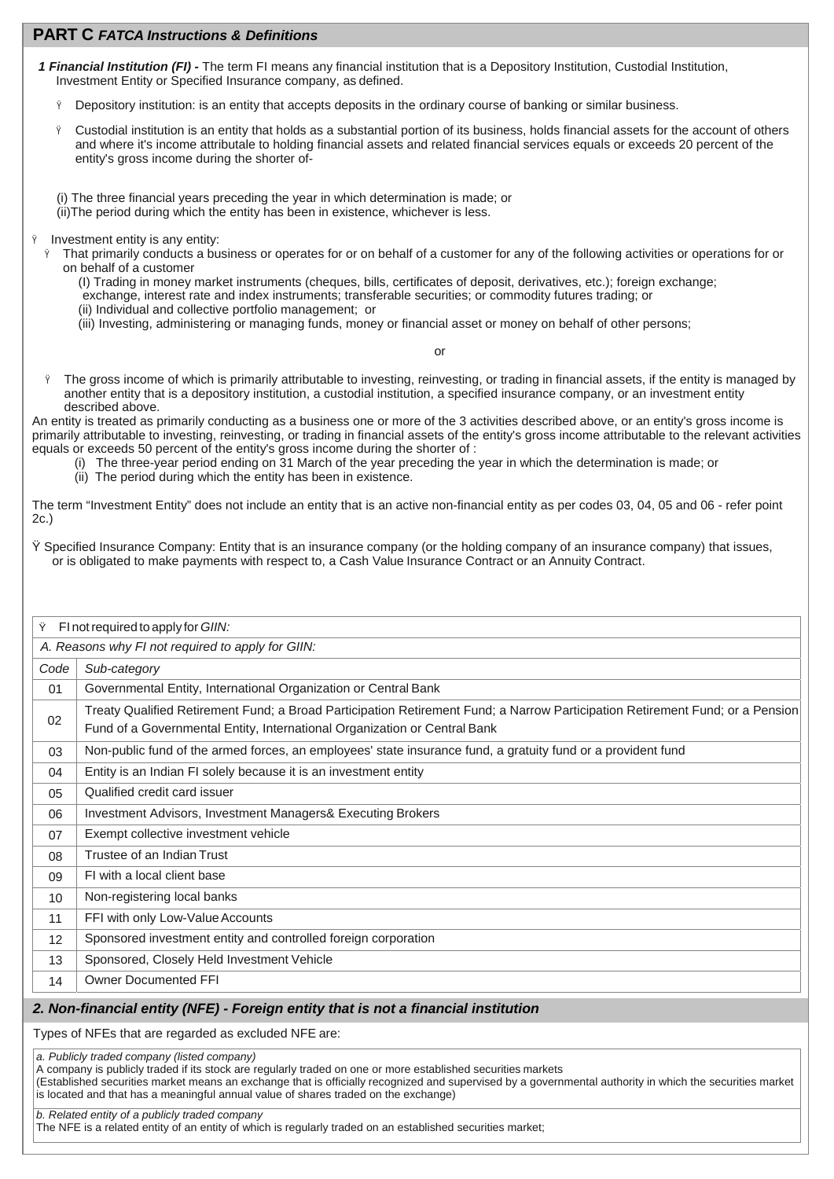## PART C *FATCA Instructions & Definitions*

***1 Financial Institution (FI) -*** The term FI means any financial institution that is a Depository Institution, Custodial Institution, Investment Entity or Specified Insurance company, as defined.

- Depository institution: is an entity that accepts deposits in the ordinary course of banking or similar business.
- Custodial institution is an entity that holds as a substantial portion of its business, holds financial assets for the account of others and where it's income attributale to holding financial assets and related financial services equals or exceeds 20 percent of the entity's gross income during the shorter of-

(i) The three financial years preceding the year in which determination is made; or
(ii)The period during which the entity has been in existence, whichever is less.

- Investment entity is any entity:
  - That primarily conducts a business or operates for or on behalf of a customer for any of the following activities or operations for or on behalf of a customer
    (I) Trading in money market instruments (cheques, bills, certificates of deposit, derivatives, etc.); foreign exchange; exchange, interest rate and index instruments; transferable securities; or commodity futures trading; or
    (ii) Individual and collective portfolio management; or
    (iii) Investing, administering or managing funds, money or financial asset or money on behalf of other persons;

or

  - The gross income of which is primarily attributable to investing, reinvesting, or trading in financial assets, if the entity is managed by another entity that is a depository institution, a custodial institution, a specified insurance company, or an investment entity described above.

An entity is treated as primarily conducting as a business one or more of the 3 activities described above, or an entity's gross income is primarily attributable to investing, reinvesting, or trading in financial assets of the entity's gross income attributable to the relevant activities equals or exceeds 50 percent of the entity's gross income during the shorter of :

(i) The three-year period ending on 31 March of the year preceding the year in which the determination is made; or
(ii) The period during which the entity has been in existence.

The term "Investment Entity" does not include an entity that is an active non-financial entity as per codes 03, 04, 05 and 06 - refer point 2c.)

- Specified Insurance Company: Entity that is an insurance company (or the holding company of an insurance company) that issues, or is obligated to make payments with respect to, a Cash Value Insurance Contract or an Annuity Contract.

- FI not required to apply for *GIIN:*

*A. Reasons why FI not required to apply for GIIN:*

| *Code* | *Sub-category* |
|---|---|
| 01 | Governmental Entity, International Organization or Central Bank |
| 02 | Treaty Qualified Retirement Fund; a Broad Participation Retirement Fund; a Narrow Participation Retirement Fund; or a Pension Fund of a Governmental Entity, International Organization or Central Bank |
| 03 | Non-public fund of the armed forces, an employees' state insurance fund, a gratuity fund or a provident fund |
| 04 | Entity is an Indian FI solely because it is an investment entity |
| 05 | Qualified credit card issuer |
| 06 | Investment Advisors, Investment Managers& Executing Brokers |
| 07 | Exempt collective investment vehicle |
| 08 | Trustee of an Indian Trust |
| 09 | FI with a local client base |
| 10 | Non-registering local banks |
| 11 | FFI with only Low-Value Accounts |
| 12 | Sponsored investment entity and controlled foreign corporation |
| 13 | Sponsored, Closely Held Investment Vehicle |
| 14 | Owner Documented FFI |

### *2. Non-financial entity (NFE) - Foreign entity that is not a financial institution*

Types of NFEs that are regarded as excluded NFE are:

*a. Publicly traded company (listed company)*
A company is publicly traded if its stock are regularly traded on one or more established securities markets
(Established securities market means an exchange that is officially recognized and supervised by a governmental authority in which the securities market is located and that has a meaningful annual value of shares traded on the exchange)

*b. Related entity of a publicly traded company*
The NFE is a related entity of an entity of which is regularly traded on an established securities market;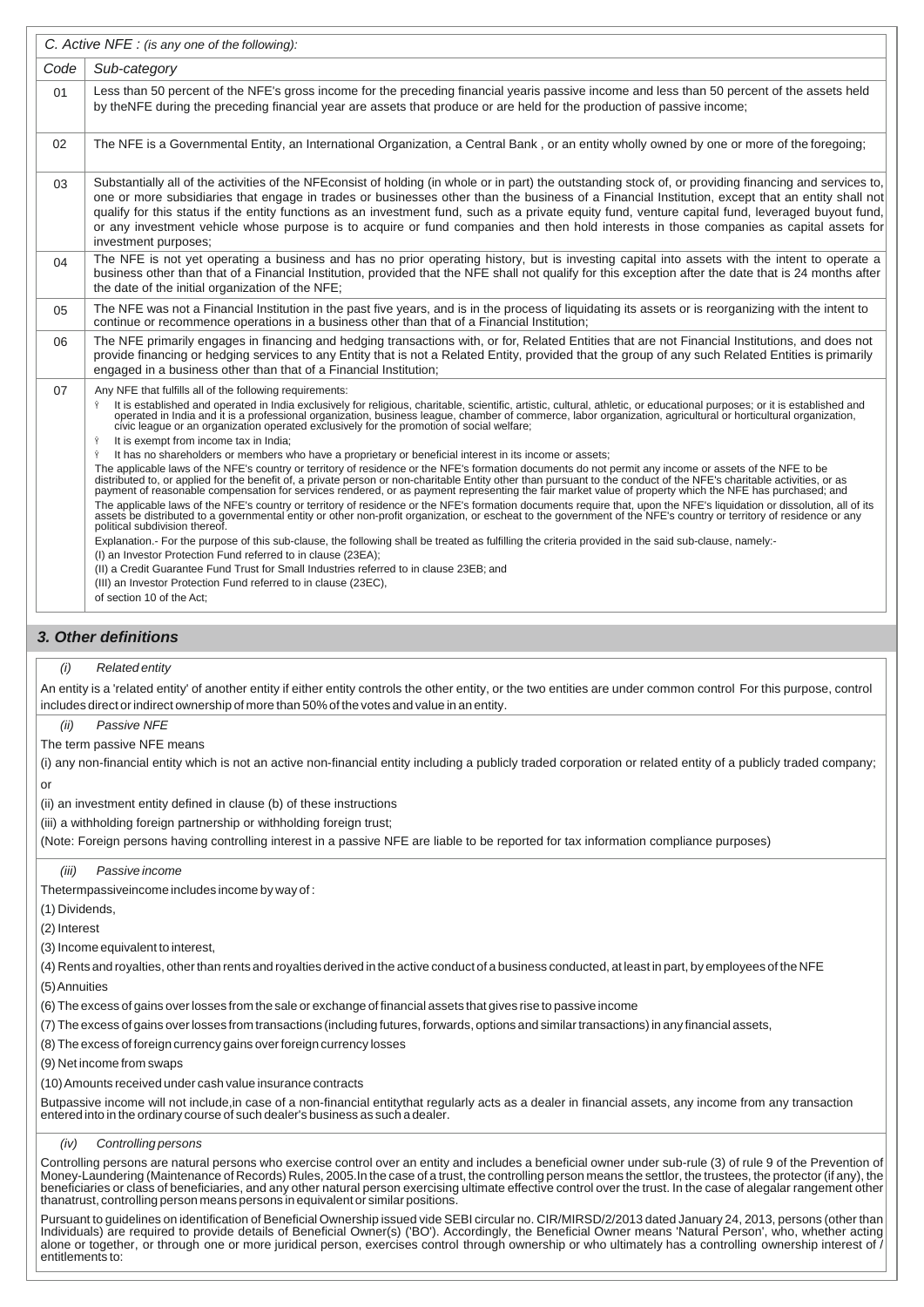| C. Active NFE : *(is any one of the following):* | |
|---|---|
| *Code* | *Sub-category* |
| 01 | Less than 50 percent of the NFE's gross income for the preceding financial yearis passive income and less than 50 percent of the assets held by theNFE during the preceding financial year are assets that produce or are held for the production of passive income; |
| 02 | The NFE is a Governmental Entity, an International Organization, a Central Bank , or an entity wholly owned by one or more of the foregoing; |
| 03 | Substantially all of the activities of the NFEconsist of holding (in whole or in part) the outstanding stock of, or providing financing and services to, one or more subsidiaries that engage in trades or businesses other than the business of a Financial Institution, except that an entity shall not qualify for this status if the entity functions as an investment fund, such as a private equity fund, venture capital fund, leveraged buyout fund, or any investment vehicle whose purpose is to acquire or fund companies and then hold interests in those companies as capital assets for investment purposes; |
| 04 | The NFE is not yet operating a business and has no prior operating history, but is investing capital into assets with the intent to operate a business other than that of a Financial Institution, provided that the NFE shall not qualify for this exception after the date that is 24 months after the date of the initial organization of the NFE; |
| 05 | The NFE was not a Financial Institution in the past five years, and is in the process of liquidating its assets or is reorganizing with the intent to continue or recommence operations in a business other than that of a Financial Institution; |
| 06 | The NFE primarily engages in financing and hedging transactions with, or for, Related Entities that are not Financial Institutions, and does not provide financing or hedging services to any Entity that is not a Related Entity, provided that the group of any such Related Entities is primarily engaged in a business other than that of a Financial Institution; |
| 07 | Any NFE that fulfills all of the following requirements:<br>• It is established and operated in India exclusively for religious, charitable, scientific, artistic, cultural, athletic, or educational purposes; or it is established and operated in India and it is a professional organization, business league, chamber of commerce, labor organization, agricultural or horticultural organization, civic league or an organization operated exclusively for the promotion of social welfare;<br>• It is exempt from income tax in India;<br>• It has no shareholders or members who have a proprietary or beneficial interest in its income or assets;<br>The applicable laws of the NFE's country or territory of residence or the NFE's formation documents do not permit any income or assets of the NFE to be distributed to, or applied for the benefit of, a private person or non-charitable Entity other than pursuant to the conduct of the NFE's charitable activities, or as payment of reasonable compensation for services rendered, or as payment representing the fair market value of property which the NFE has purchased; and<br>The applicable laws of the NFE's country or territory of residence or the NFE's formation documents require that, upon the NFE's liquidation or dissolution, all of its assets be distributed to a governmental entity or other non-profit organization, or escheat to the government of the NFE's country or territory of residence or any political subdivision thereof.<br>Explanation.- For the purpose of this sub-clause, the following shall be treated as fulfilling the criteria provided in the said sub-clause, namely:-<br>(I) an Investor Protection Fund referred to in clause (23EA);<br>(II) a Credit Guarantee Fund Trust for Small Industries referred to in clause 23EB; and<br>(III) an Investor Protection Fund referred to in clause (23EC),<br>of section 10 of the Act; |

## 3. Other definitions

*(i) Related entity*

An entity is a 'related entity' of another entity if either entity controls the other entity, or the two entities are under common control For this purpose, control includes direct or indirect ownership of more than 50% of the votes and value in an entity.

*(ii) Passive NFE*

The term passive NFE means

(i) any non-financial entity which is not an active non-financial entity including a publicly traded corporation or related entity of a publicly traded company; or

(ii) an investment entity defined in clause (b) of these instructions

(iii) a withholding foreign partnership or withholding foreign trust;

(Note: Foreign persons having controlling interest in a passive NFE are liable to be reported for tax information compliance purposes)

*(iii) Passive income*

Thetermpassiveincome includes income by way of :

(1) Dividends,

(2) Interest

(3) Income equivalent to interest,

(4) Rents and royalties, other than rents and royalties derived in the active conduct of a business conducted, at least in part, by employees of the NFE

(5) Annuities

(6) The excess of gains over losses from the sale or exchange of financial assets that gives rise to passive income

(7) The excess of gains over losses from transactions (including futures, forwards, options and similar transactions) in any financial assets,

(8) The excess of foreign currency gains over foreign currency losses

(9) Net income from swaps

(10) Amounts received under cash value insurance contracts

Butpassive income will not include,in case of a non-financial entitythat regularly acts as a dealer in financial assets, any income from any transaction entered into in the ordinary course of such dealer's business as such a dealer.

*(iv) Controlling persons*

Controlling persons are natural persons who exercise control over an entity and includes a beneficial owner under sub-rule (3) of rule 9 of the Prevention of Money-Laundering (Maintenance of Records) Rules, 2005.In the case of a trust, the controlling person means the settlor, the trustees, the protector (if any), the beneficiaries or class of beneficiaries, and any other natural person exercising ultimate effective control over the trust. In the case of alegalar rangement other thanatrust, controlling person means persons in equivalent or similar positions.

Pursuant to guidelines on identification of Beneficial Ownership issued vide SEBI circular no. CIR/MIRSD/2/2013 dated January 24, 2013, persons (other than Individuals) are required to provide details of Beneficial Owner(s) ('BO'). Accordingly, the Beneficial Owner means 'Natural Person', who, whether acting alone or together, or through one or more juridical person, exercises control through ownership or who ultimately has a controlling ownership interest of / entitlements to: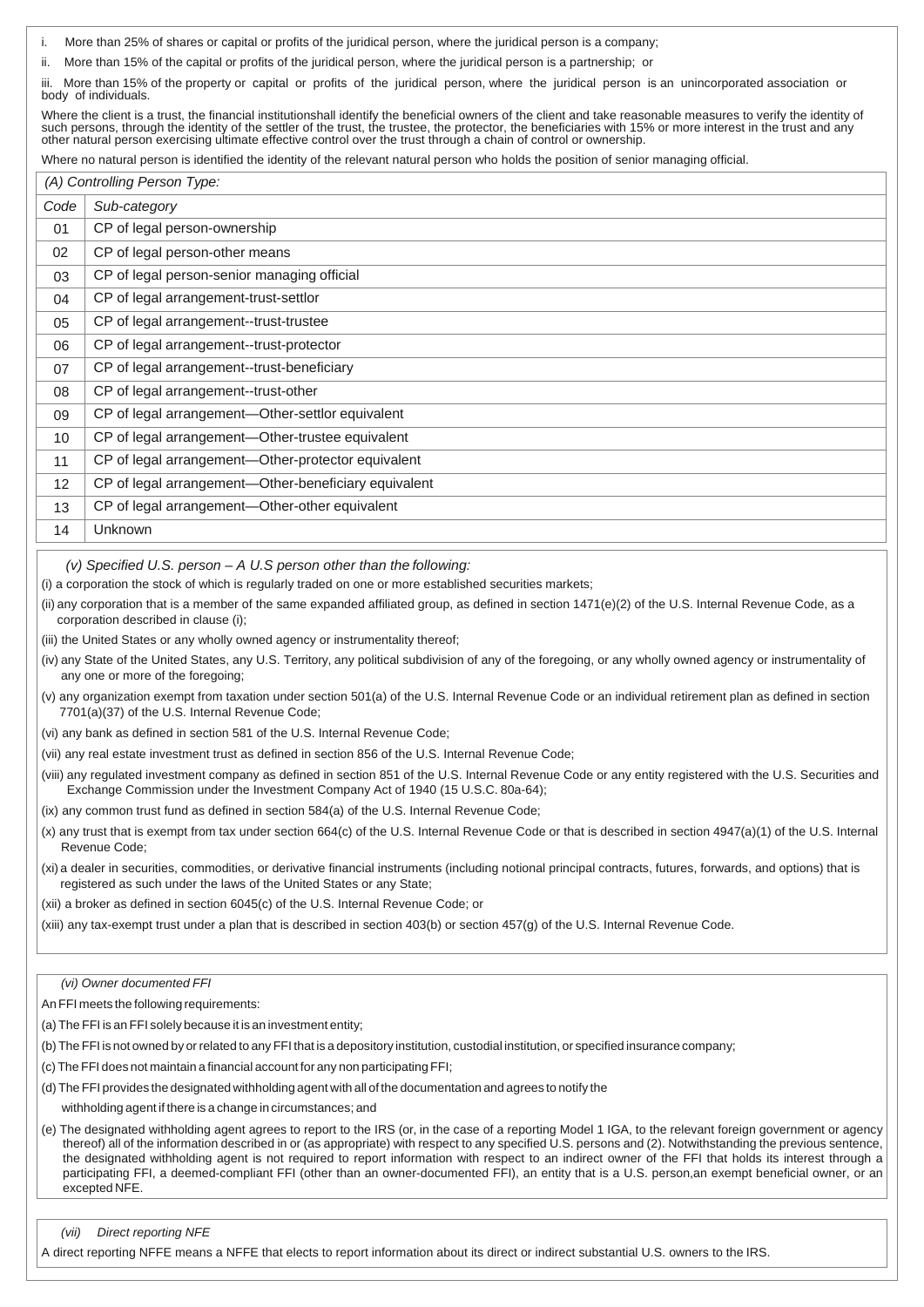i. More than 25% of shares or capital or profits of the juridical person, where the juridical person is a company;

ii. More than 15% of the capital or profits of the juridical person, where the juridical person is a partnership; or

iii. More than 15% of the property or capital or profits of the juridical person, where the juridical person is an unincorporated association or body of individuals.

Where the client is a trust, the financial institutionshall identify the beneficial owners of the client and take reasonable measures to verify the identity of such persons, through the identity of the settler of the trust, the trustee, the protector, the beneficiaries with 15% or more interest in the trust and any other natural person exercising ultimate effective control over the trust through a chain of control or ownership.

Where no natural person is identified the identity of the relevant natural person who holds the position of senior managing official.

| *(A) Controlling Person Type:* | |
|---|---|
| *Code* | *Sub-category* |
| 01 | CP of legal person-ownership |
| 02 | CP of legal person-other means |
| 03 | CP of legal person-senior managing official |
| 04 | CP of legal arrangement-trust-settlor |
| 05 | CP of legal arrangement--trust-trustee |
| 06 | CP of legal arrangement--trust-protector |
| 07 | CP of legal arrangement--trust-beneficiary |
| 08 | CP of legal arrangement--trust-other |
| 09 | CP of legal arrangement—Other-settlor equivalent |
| 10 | CP of legal arrangement—Other-trustee equivalent |
| 11 | CP of legal arrangement—Other-protector equivalent |
| 12 | CP of legal arrangement—Other-beneficiary equivalent |
| 13 | CP of legal arrangement—Other-other equivalent |
| 14 | Unknown |

*(v) Specified U.S. person – A U.S person other than the following:*

(i) a corporation the stock of which is regularly traded on one or more established securities markets;

(ii) any corporation that is a member of the same expanded affiliated group, as defined in section 1471(e)(2) of the U.S. Internal Revenue Code, as a corporation described in clause (i);

(iii) the United States or any wholly owned agency or instrumentality thereof;

(iv) any State of the United States, any U.S. Territory, any political subdivision of any of the foregoing, or any wholly owned agency or instrumentality of any one or more of the foregoing;

(v) any organization exempt from taxation under section 501(a) of the U.S. Internal Revenue Code or an individual retirement plan as defined in section 7701(a)(37) of the U.S. Internal Revenue Code;

(vi) any bank as defined in section 581 of the U.S. Internal Revenue Code;

(vii) any real estate investment trust as defined in section 856 of the U.S. Internal Revenue Code;

(viii) any regulated investment company as defined in section 851 of the U.S. Internal Revenue Code or any entity registered with the U.S. Securities and Exchange Commission under the Investment Company Act of 1940 (15 U.S.C. 80a-64);

(ix) any common trust fund as defined in section 584(a) of the U.S. Internal Revenue Code;

(x) any trust that is exempt from tax under section 664(c) of the U.S. Internal Revenue Code or that is described in section 4947(a)(1) of the U.S. Internal Revenue Code;

(xi) a dealer in securities, commodities, or derivative financial instruments (including notional principal contracts, futures, forwards, and options) that is registered as such under the laws of the United States or any State;

(xii) a broker as defined in section 6045(c) of the U.S. Internal Revenue Code; or

(xiii) any tax-exempt trust under a plan that is described in section 403(b) or section 457(g) of the U.S. Internal Revenue Code.

*(vi) Owner documented FFI*

An FFI meets the following requirements:

(a) The FFI is an FFI solely because it is an investment entity;

(b) The FFI is not owned by or related to any FFI that is a depository institution, custodial institution, or specified insurance company;

(c) The FFI does not maintain a financial account for any non participating FFI;

(d) The FFI provides the designated withholding agent with all of the documentation and agrees to notify the withholding agent if there is a change in circumstances; and

(e) The designated withholding agent agrees to report to the IRS (or, in the case of a reporting Model 1 IGA, to the relevant foreign government or agency thereof) all of the information described in or (as appropriate) with respect to any specified U.S. persons and (2). Notwithstanding the previous sentence, the designated withholding agent is not required to report information with respect to an indirect owner of the FFI that holds its interest through a participating FFI, a deemed-compliant FFI (other than an owner-documented FFI), an entity that is a U.S. person,an exempt beneficial owner, or an excepted NFE.

*(vii) Direct reporting NFE*

A direct reporting NFFE means a NFFE that elects to report information about its direct or indirect substantial U.S. owners to the IRS.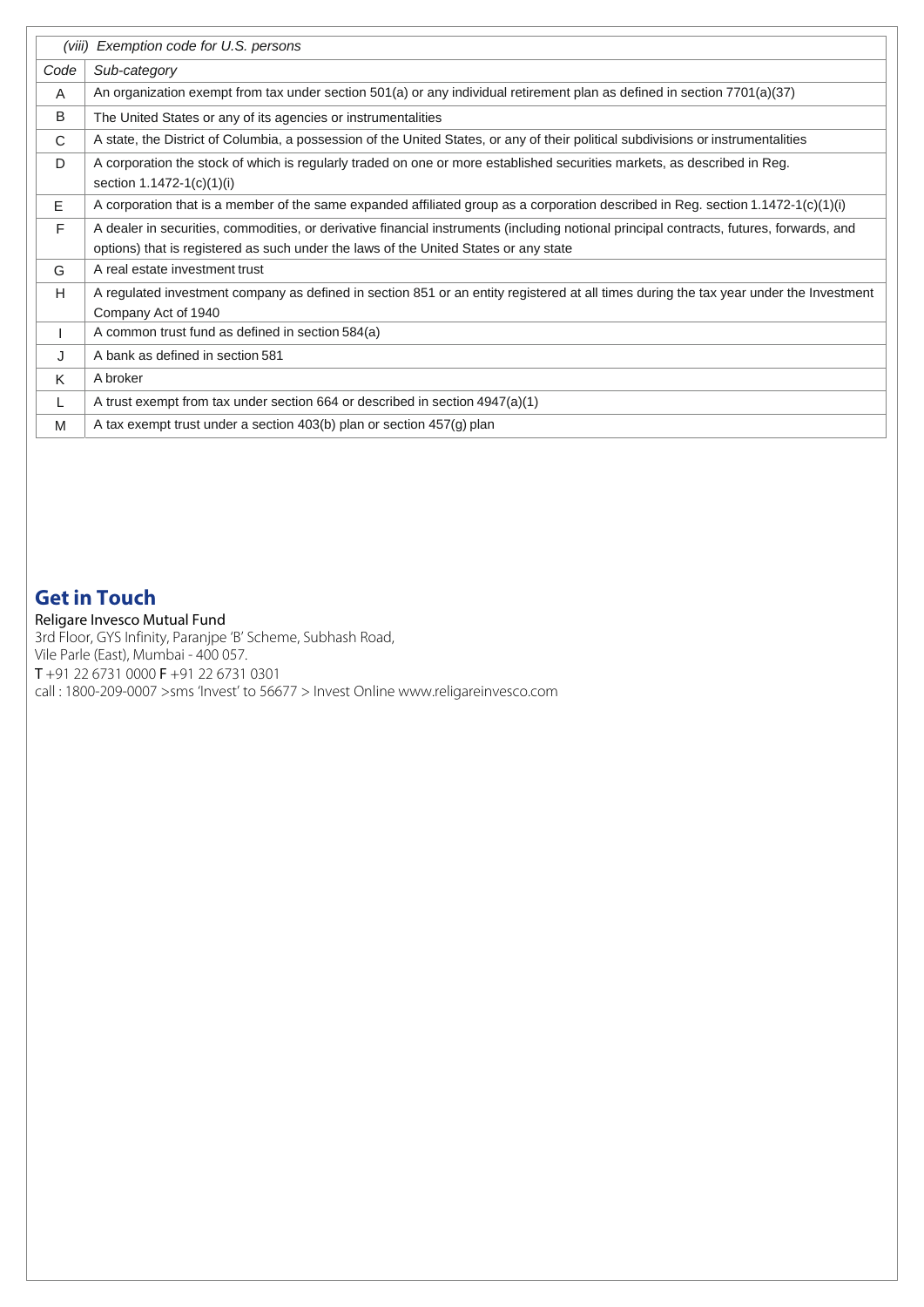| *(viii) Exemption code for U.S. persons* | |
|---|---|
| *Code* | *Sub-category* |
| A | An organization exempt from tax under section 501(a) or any individual retirement plan as defined in section 7701(a)(37) |
| B | The United States or any of its agencies or instrumentalities |
| C | A state, the District of Columbia, a possession of the United States, or any of their political subdivisions or instrumentalities |
| D | A corporation the stock of which is regularly traded on one or more established securities markets, as described in Reg. section 1.1472-1(c)(1)(i) |
| E | A corporation that is a member of the same expanded affiliated group as a corporation described in Reg. section 1.1472-1(c)(1)(i) |
| F | A dealer in securities, commodities, or derivative financial instruments (including notional principal contracts, futures, forwards, and options) that is registered as such under the laws of the United States or any state |
| G | A real estate investment trust |
| H | A regulated investment company as defined in section 851 or an entity registered at all times during the tax year under the Investment Company Act of 1940 |
| I | A common trust fund as defined in section 584(a) |
| J | A bank as defined in section 581 |
| K | A broker |
| L | A trust exempt from tax under section 664 or described in section 4947(a)(1) |
| M | A tax exempt trust under a section 403(b) plan or section 457(g) plan |

## Get in Touch

Religare Invesco Mutual Fund
3rd Floor, GYS Infinity, Paranjpe 'B' Scheme, Subhash Road,
Vile Parle (East), Mumbai - 400 057.
**T** +91 22 6731 0000 **F** +91 22 6731 0301
call : 1800-209-0007 >sms 'Invest' to 56677 > Invest Online www.religareinvesco.com